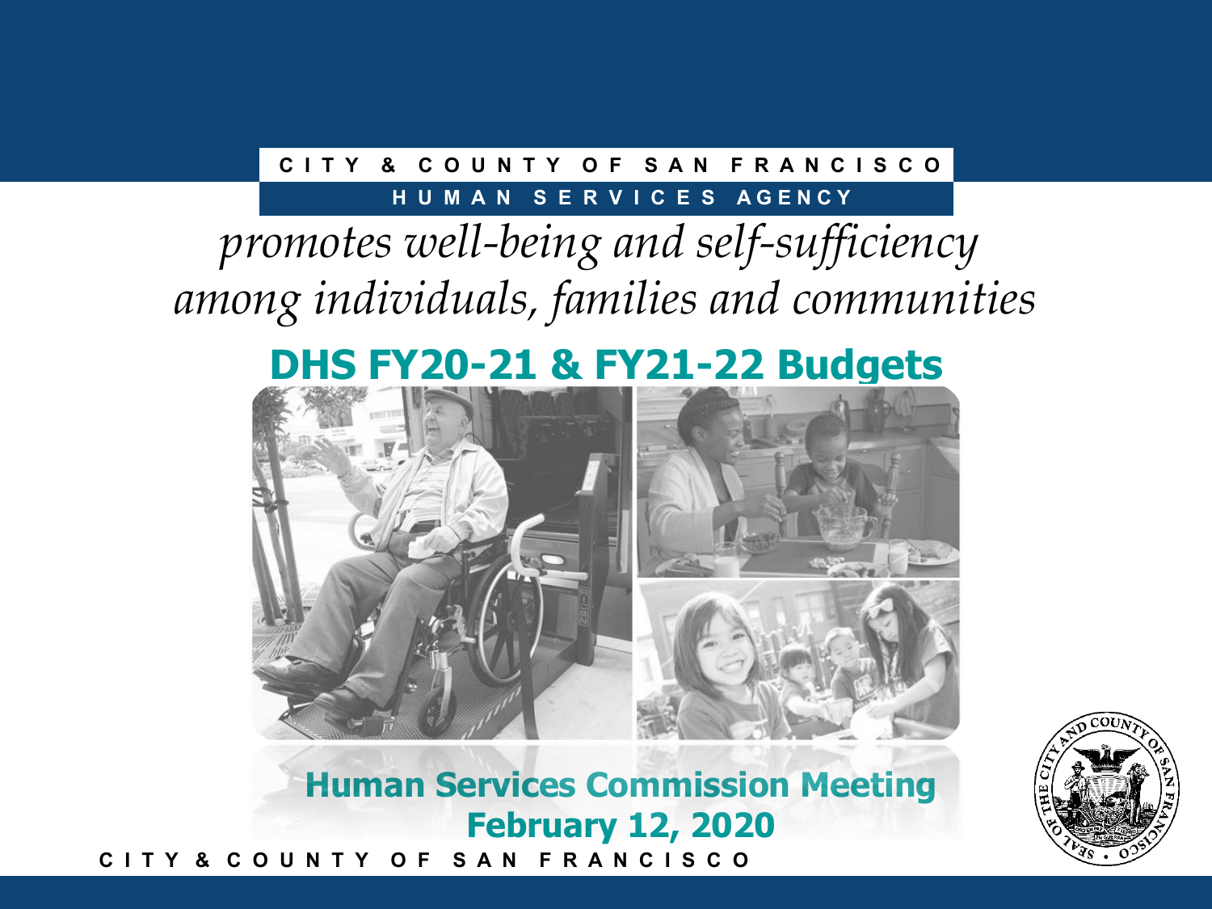CITY & COUNTY OF SAN FRANCISCO

HUMAN SERVICES AGENCY

*promotes well-being and self-sufficiency among individuals, families and communities*

# DHS FY20-21 & FY21-22 Budgets

## Human Services Commission Meeting
## February 12, 2020

CITY & COUNTY OF SAN FRANCISCO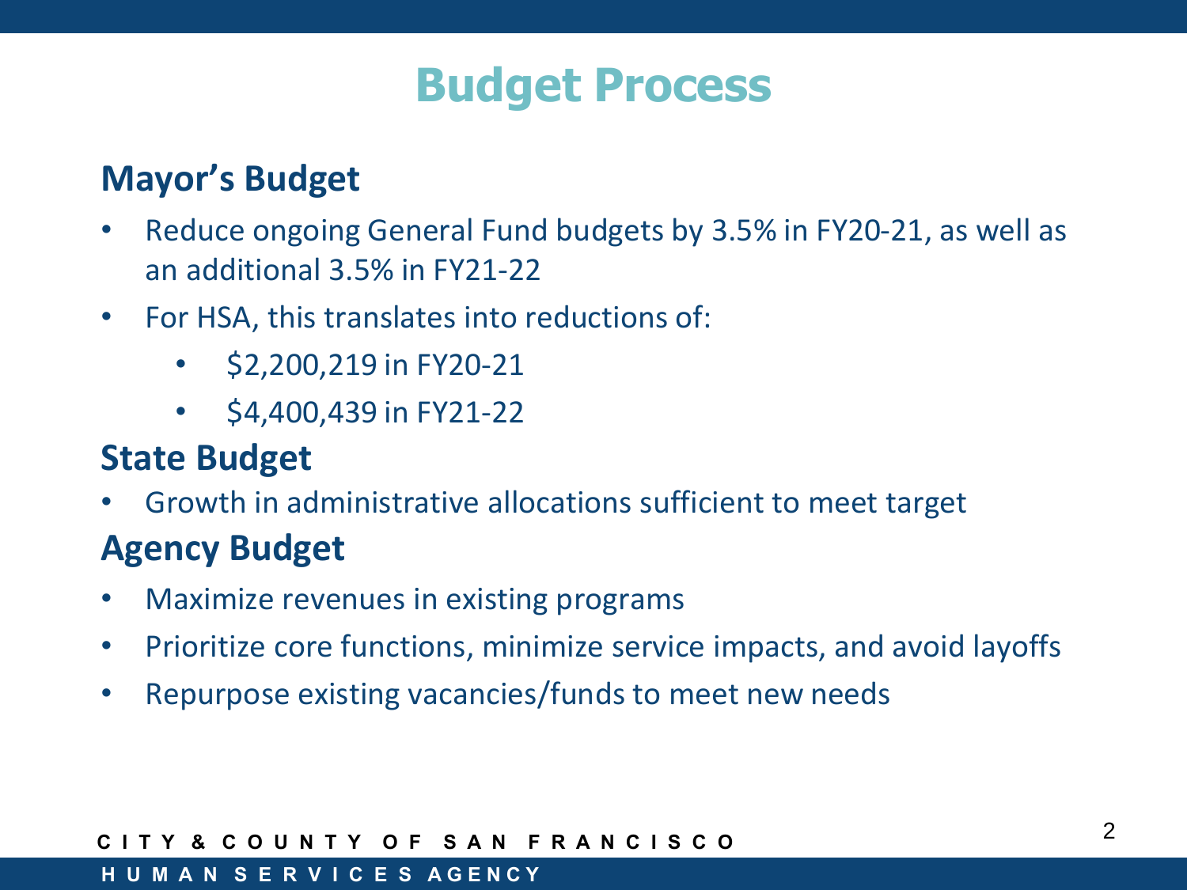# Budget Process

## Mayor's Budget

- Reduce ongoing General Fund budgets by 3.5% in FY20-21, as well as an additional 3.5% in FY21-22
- For HSA, this translates into reductions of:
  - $2,200,219 in FY20-21
  - $4,400,439 in FY21-22

## State Budget

- Growth in administrative allocations sufficient to meet target

## Agency Budget

- Maximize revenues in existing programs
- Prioritize core functions, minimize service impacts, and avoid layoffs
- Repurpose existing vacancies/funds to meet new needs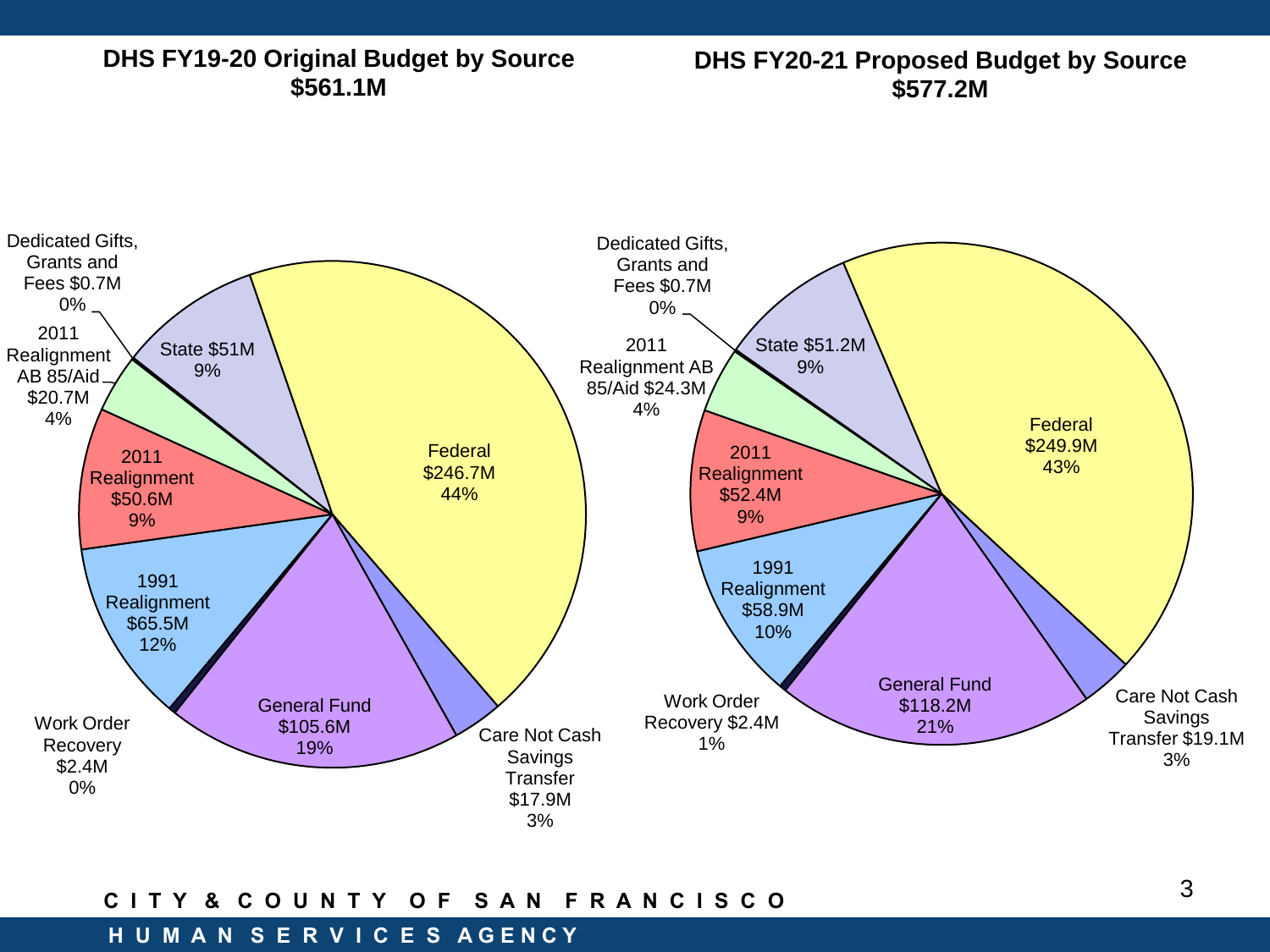## DHS FY19-20 Original Budget by Source
**$561.1M**

| Source | Amount | Percent |
|---|---|---|
| Federal | $246.7M | 44% |
| General Fund | $105.6M | 19% |
| 1991 Realignment | $65.5M | 12% |
| State | $51M | 9% |
| 2011 Realignment | $50.6M | 9% |
| 2011 Realignment AB 85/Aid | $20.7M | 4% |
| Care Not Cash Savings Transfer | $17.9M | 3% |
| Work Order Recovery | $2.4M | 0% |
| Dedicated Gifts, Grants and Fees | $0.7M | 0% |

## DHS FY20-21 Proposed Budget by Source
**$577.2M**

| Source | Amount | Percent |
|---|---|---|
| Federal | $249.9M | 43% |
| General Fund | $118.2M | 21% |
| 1991 Realignment | $58.9M | 10% |
| State | $51.2M | 9% |
| 2011 Realignment | $52.4M | 9% |
| 2011 Realignment AB 85/Aid | $24.3M | 4% |
| Care Not Cash Savings Transfer | $19.1M | 3% |
| Work Order Recovery | $2.4M | 1% |
| Dedicated Gifts, Grants and Fees | $0.7M | 0% |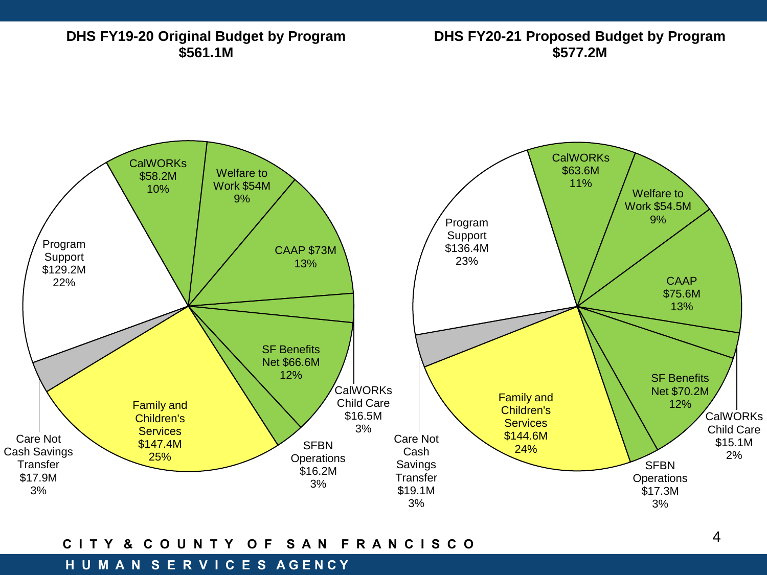## DHS FY19-20 Original Budget by Program
**$561.1M**

| Program | Amount | Percent |
|---|---|---|
| CalWORKs | $58.2M | 10% |
| Welfare to Work | $54M | 9% |
| CAAP | $73M | 13% |
| CalWORKs Child Care | $16.5M | 3% |
| SF Benefits Net | $66.6M | 12% |
| SFBN Operations | $16.2M | 3% |
| Family and Children's Services | $147.4M | 25% |
| Care Not Cash Savings Transfer | $17.9M | 3% |
| Program Support | $129.2M | 22% |

## DHS FY20-21 Proposed Budget by Program
**$577.2M**

| Program | Amount | Percent |
|---|---|---|
| CalWORKs | $63.6M | 11% |
| Welfare to Work | $54.5M | 9% |
| CAAP | $75.6M | 13% |
| CalWORKs Child Care | $15.1M | 2% |
| SF Benefits Net | $70.2M | 12% |
| SFBN Operations | $17.3M | 3% |
| Family and Children's Services | $144.6M | 24% |
| Care Not Cash Savings Transfer | $19.1M | 3% |
| Program Support | $136.4M | 23% |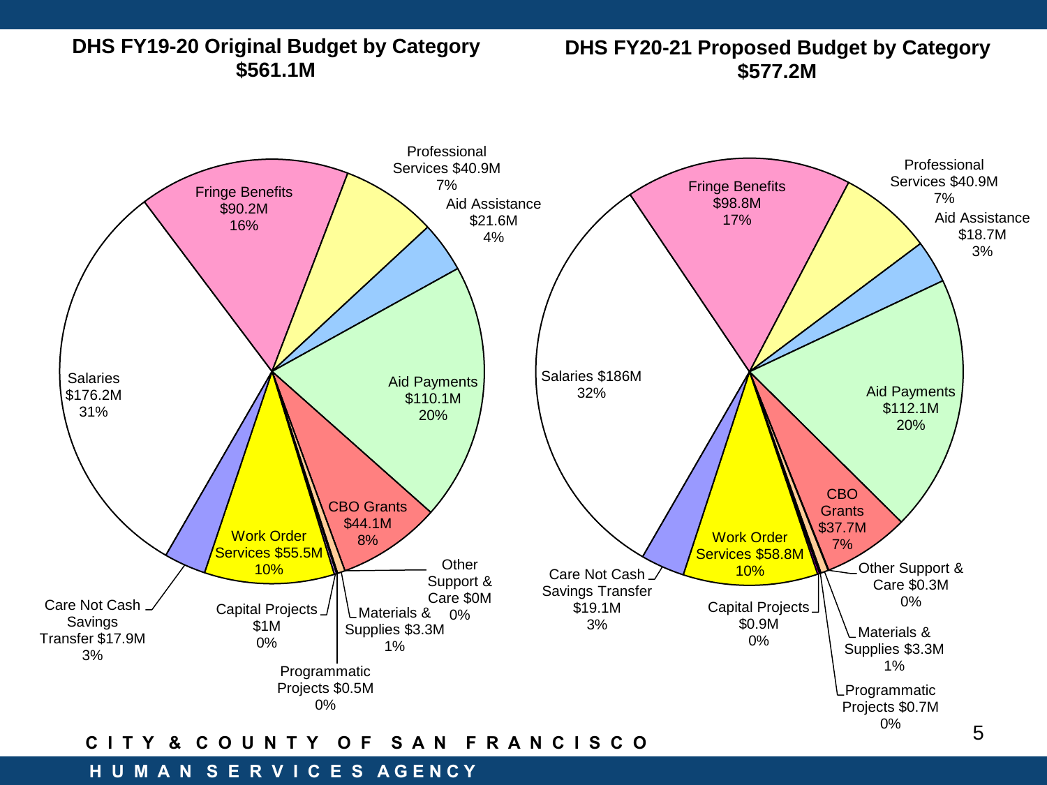## DHS FY19-20 Original Budget by Category $561.1M

| Category | Amount | Percent |
|---|---|---|
| Salaries | $176.2M | 31% |
| Fringe Benefits | $90.2M | 16% |
| Professional Services | $40.9M | 7% |
| Aid Assistance | $21.6M | 4% |
| Aid Payments | $110.1M | 20% |
| CBO Grants | $44.1M | 8% |
| Other Support & Care | $0M | 0% |
| Materials & Supplies | $3.3M | 1% |
| Programmatic Projects | $0.5M | 0% |
| Capital Projects | $1M | 0% |
| Work Order Services | $55.5M | 10% |
| Care Not Cash Savings Transfer | $17.9M | 3% |

## DHS FY20-21 Proposed Budget by Category $577.2M

| Category | Amount | Percent |
|---|---|---|
| Salaries | $186M | 32% |
| Fringe Benefits | $98.8M | 17% |
| Professional Services | $40.9M | 7% |
| Aid Assistance | $18.7M | 3% |
| Aid Payments | $112.1M | 20% |
| CBO Grants | $37.7M | 7% |
| Other Support & Care | $0.3M | 0% |
| Materials & Supplies | $3.3M | 1% |
| Programmatic Projects | $0.7M | 0% |
| Capital Projects | $0.9M | 0% |
| Work Order Services | $58.8M | 10% |
| Care Not Cash Savings Transfer | $19.1M | 3% |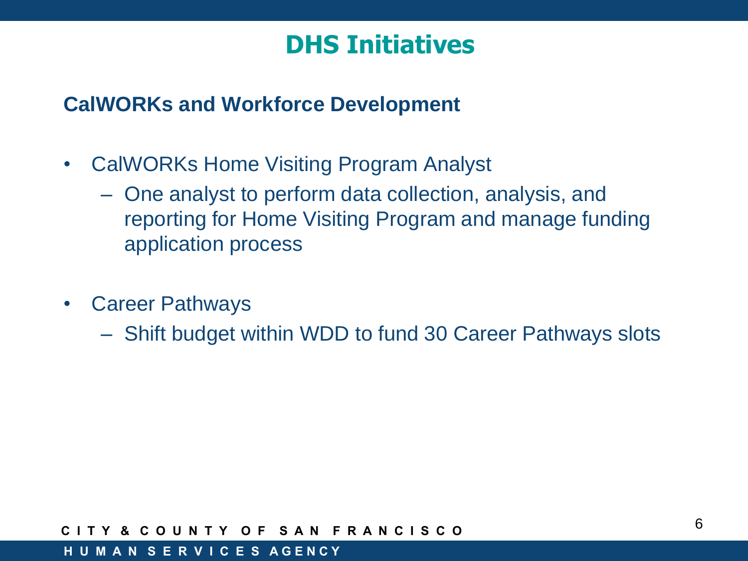# DHS Initiatives

## CalWORKs and Workforce Development

- CalWORKs Home Visiting Program Analyst
  - One analyst to perform data collection, analysis, and reporting for Home Visiting Program and manage funding application process
- Career Pathways
  - Shift budget within WDD to fund 30 Career Pathways slots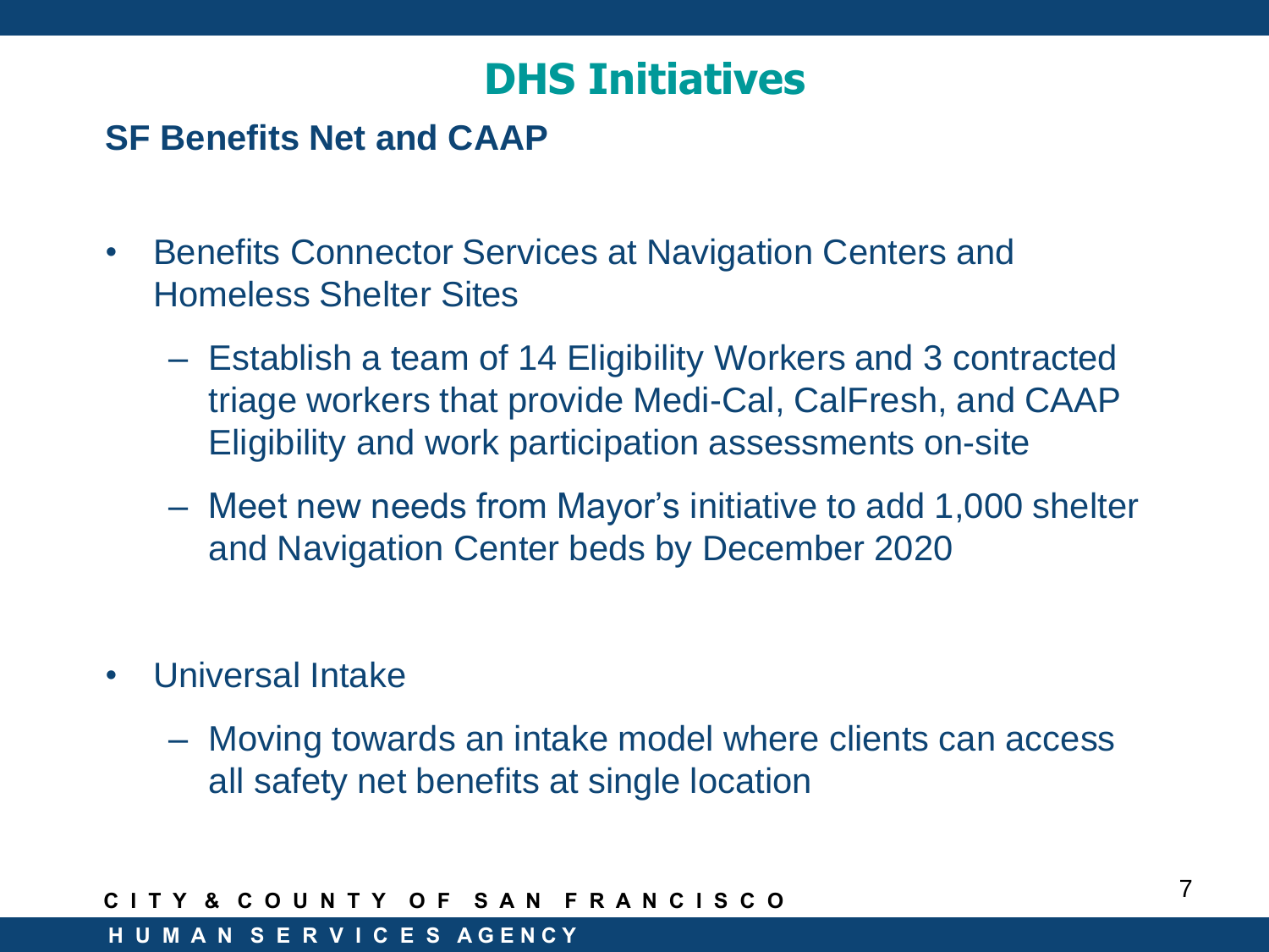# DHS Initiatives

## SF Benefits Net and CAAP

- Benefits Connector Services at Navigation Centers and Homeless Shelter Sites
  - Establish a team of 14 Eligibility Workers and 3 contracted triage workers that provide Medi-Cal, CalFresh, and CAAP Eligibility and work participation assessments on-site
  - Meet new needs from Mayor's initiative to add 1,000 shelter and Navigation Center beds by December 2020

- Universal Intake
  - Moving towards an intake model where clients can access all safety net benefits at single location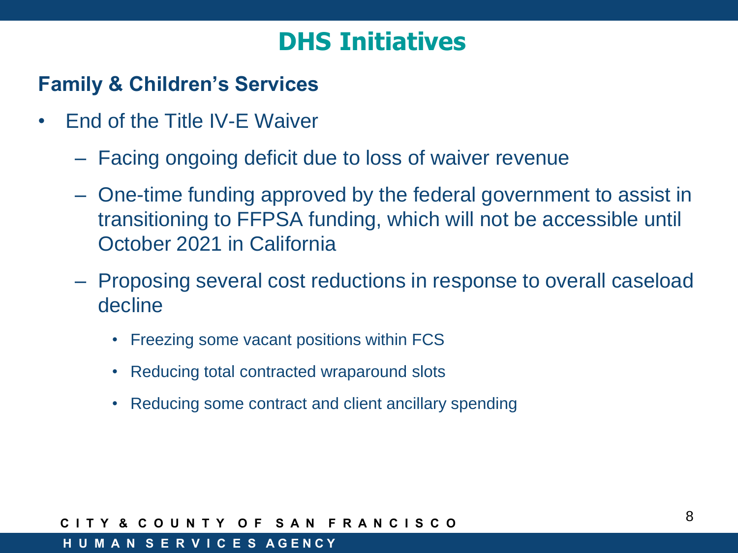# DHS Initiatives

## Family & Children's Services

- End of the Title IV-E Waiver
  - Facing ongoing deficit due to loss of waiver revenue
  - One-time funding approved by the federal government to assist in transitioning to FFPSA funding, which will not be accessible until October 2021 in California
  - Proposing several cost reductions in response to overall caseload decline
    - Freezing some vacant positions within FCS
    - Reducing total contracted wraparound slots
    - Reducing some contract and client ancillary spending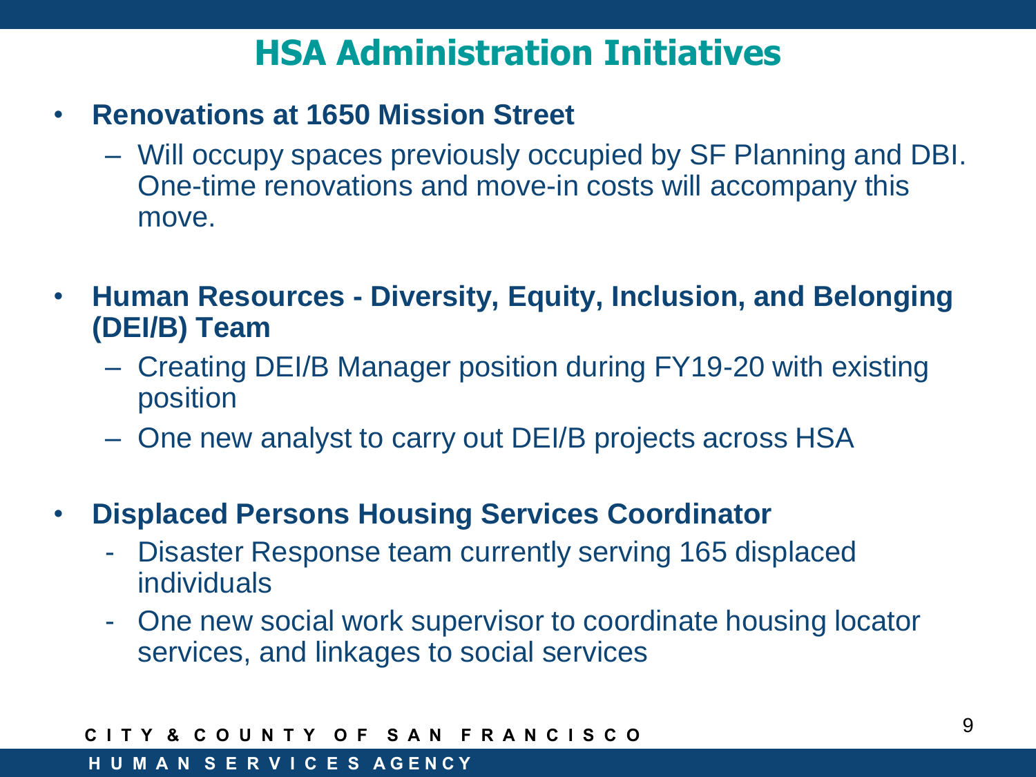# HSA Administration Initiatives

- **Renovations at 1650 Mission Street**
  - Will occupy spaces previously occupied by SF Planning and DBI. One-time renovations and move-in costs will accompany this move.

- **Human Resources - Diversity, Equity, Inclusion, and Belonging (DEI/B) Team**
  - Creating DEI/B Manager position during FY19-20 with existing position
  - One new analyst to carry out DEI/B projects across HSA

- **Displaced Persons Housing Services Coordinator**
  - Disaster Response team currently serving 165 displaced individuals
  - One new social work supervisor to coordinate housing locator services, and linkages to social services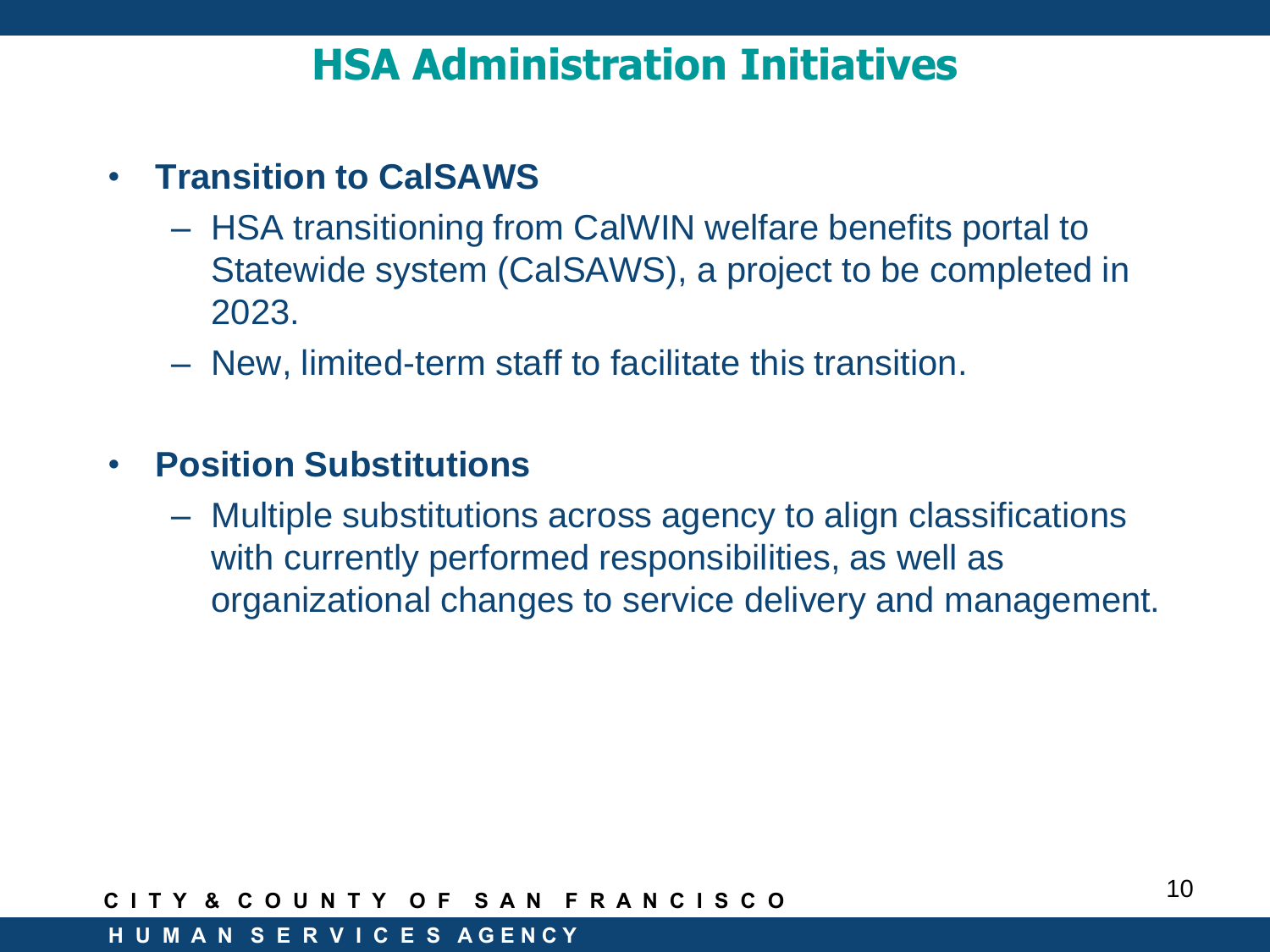# HSA Administration Initiatives

- **Transition to CalSAWS**
  - HSA transitioning from CalWIN welfare benefits portal to Statewide system (CalSAWS), a project to be completed in 2023.
  - New, limited-term staff to facilitate this transition.

- **Position Substitutions**
  - Multiple substitutions across agency to align classifications with currently performed responsibilities, as well as organizational changes to service delivery and management.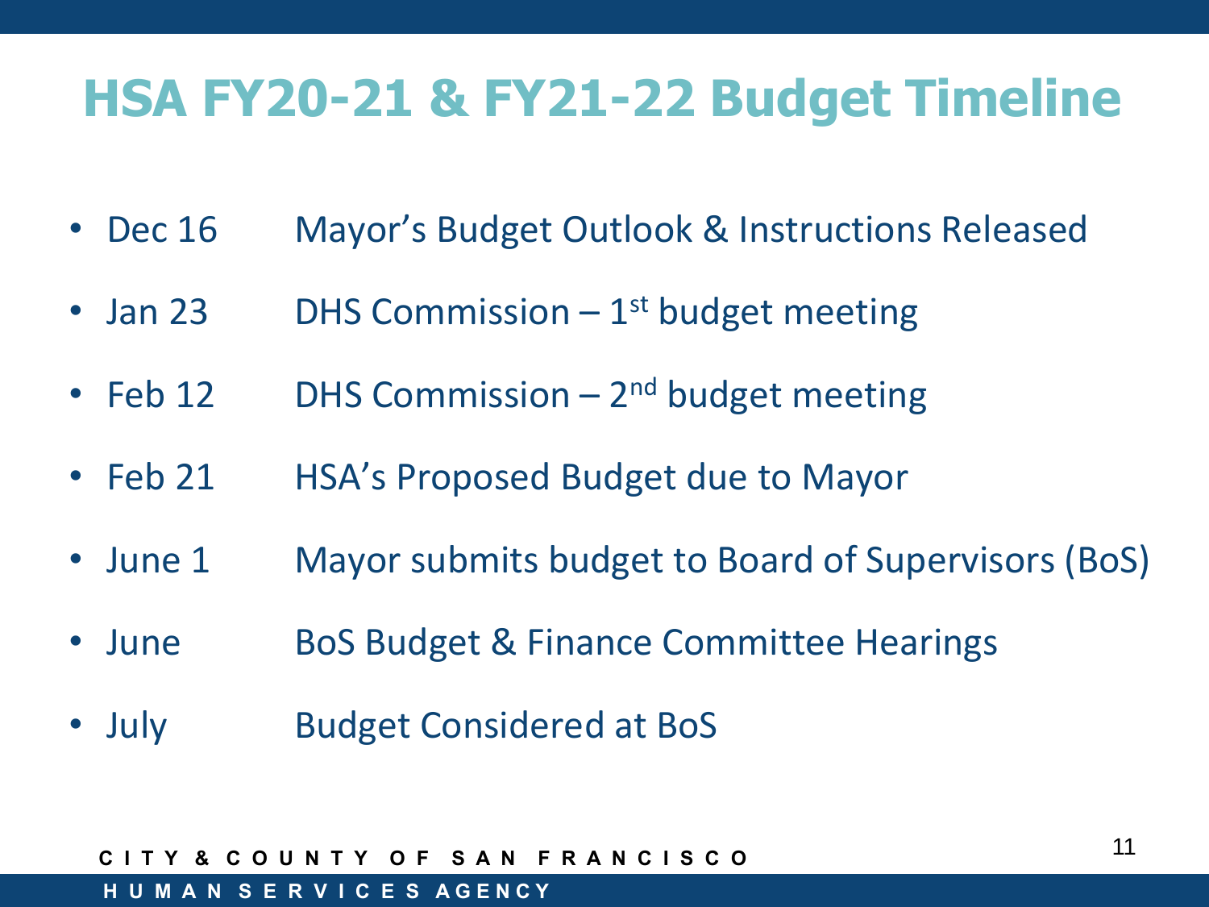# HSA FY20-21 & FY21-22 Budget Timeline

- Dec 16 Mayor's Budget Outlook & Instructions Released
- Jan 23 DHS Commission – 1st budget meeting
- Feb 12 DHS Commission – 2nd budget meeting
- Feb 21 HSA's Proposed Budget due to Mayor
- June 1 Mayor submits budget to Board of Supervisors (BoS)
- June BoS Budget & Finance Committee Hearings
- July Budget Considered at BoS